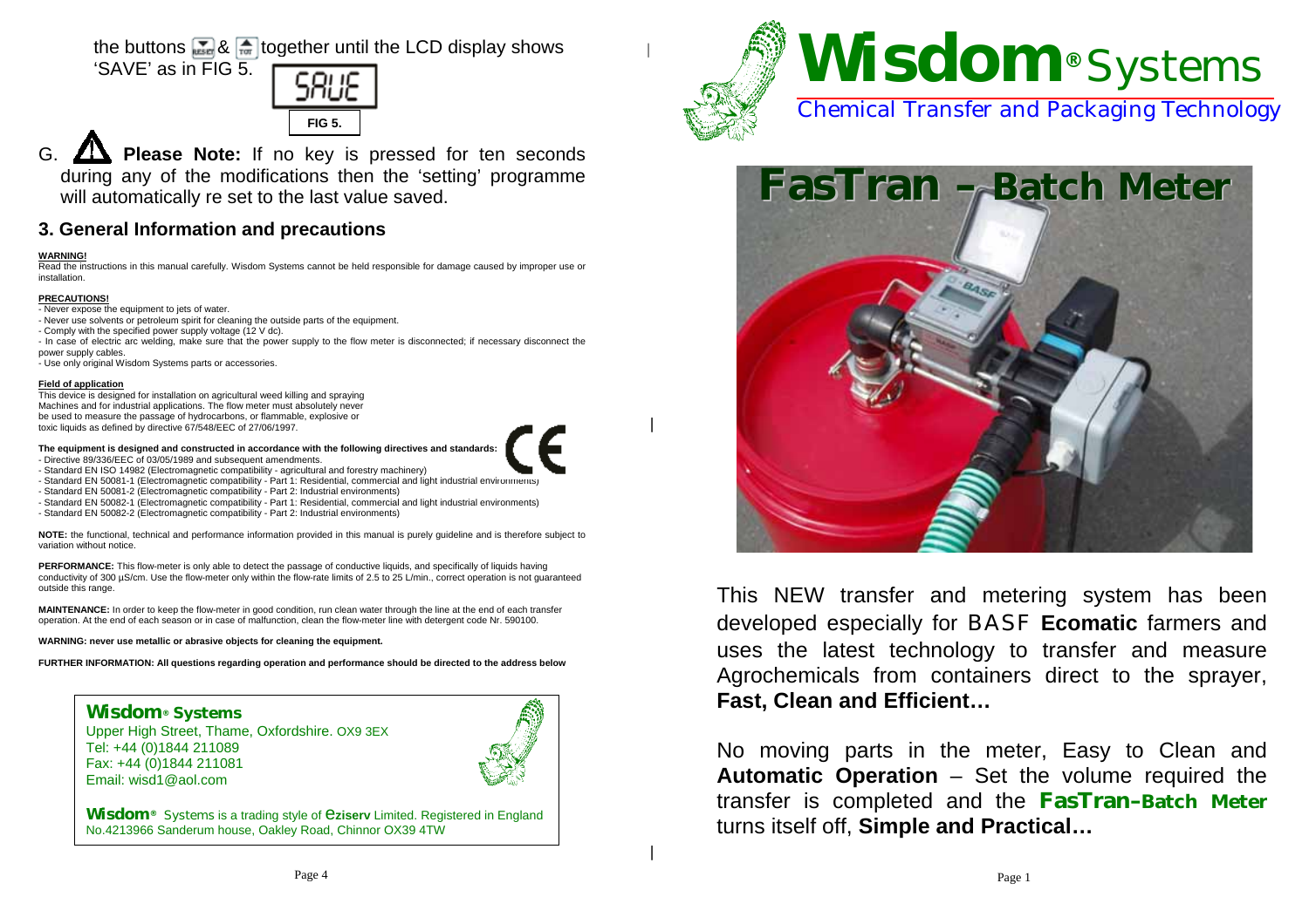the buttons RESET & TOT together until the LCD display shows 'SAVE' as in FIG 5.

SAUE

FIG 5.

G. **Please Note:** If no key is pressed for ten seconds during any of the modifications then the 'setting' programme will automatically re set to the last value saved.

## 3. General Information and precautions

**WARNING!**

Read the instructions in this manual carefully. Wisdom Systems cannot be held responsible for damage caused by improper use or installation.

**PRECAUTIONS!**

- Never expose the equipment to jets of water.
- Never use solvents or petroleum spirit for cleaning the outside parts of the equipment.
- Comply with the specified power supply voltage (12 V dc).
- In case of electric arc welding, make sure that the power supply to the flow meter is disconnected; if necessary disconnect the power supply cables.
- Use only original Wisdom Systems parts or accessories.

**Field of application**

This device is designed for installation on agricultural weed killing and spraying Machines and for industrial applications. The flow meter must absolutely never be used to measure the passage of hydrocarbons, or flammable, explosive or toxic liquids as defined by directive 67/548/EEC of 27/06/1997.

**The equipment is designed and constructed in accordance with the following directives and standards:**

- Directive 89/336/EEC of 03/05/1989 and subsequent amendments.
- Standard EN ISO 14982 (Electromagnetic compatibility - agricultural and forestry machinery)
- Standard EN 50081-1 (Electromagnetic compatibility - Part 1: Residential, commercial and light industrial environments)
- Standard EN 50081-2 (Electromagnetic compatibility - Part 2: Industrial environments)
- Standard EN 50082-1 (Electromagnetic compatibility - Part 1: Residential, commercial and light industrial environments)
- Standard EN 50082-2 (Electromagnetic compatibility - Part 2: Industrial environments)

**NOTE:** the functional, technical and performance information provided in this manual is purely guideline and is therefore subject to variation without notice.

**PERFORMANCE:** This flow-meter is only able to detect the passage of conductive liquids, and specifically of liquids having conductivity of 300 µS/cm. Use the flow-meter only within the flow-rate limits of 2.5 to 25 L/min., correct operation is not guaranteed outside this range.

**MAINTENANCE:** In order to keep the flow-meter in good condition, run clean water through the line at the end of each transfer operation. At the end of each season or in case of malfunction, clean the flow-meter line with detergent code Nr. 590100.

**WARNING: never use metallic or abrasive objects for cleaning the equipment.**

**FURTHER INFORMATION: All questions regarding operation and performance should be directed to the address below**

**Wisdom® Systems**
Upper High Street, Thame, Oxfordshire. OX9 3EX
Tel: +44 (0)1844 211089
Fax: +44 (0)1844 211081
Email: wisd1@aol.com

**Wisdom®** Systems is a trading style of **eziserv** Limited. Registered in England No.4213966 Sanderum house, Oakley Road, Chinnor OX39 4TW

# Wisdom® Systems

Chemical Transfer and Packaging Technology

# FasTran – Batch Meter

This NEW transfer and metering system has been developed especially for BASF **Ecomatic** farmers and uses the latest technology to transfer and measure Agrochemicals from containers direct to the sprayer, **Fast, Clean and Efficient…**

No moving parts in the meter, Easy to Clean and **Automatic Operation** – Set the volume required the transfer is completed and the **FasTran-Batch Meter** turns itself off, **Simple and Practical…**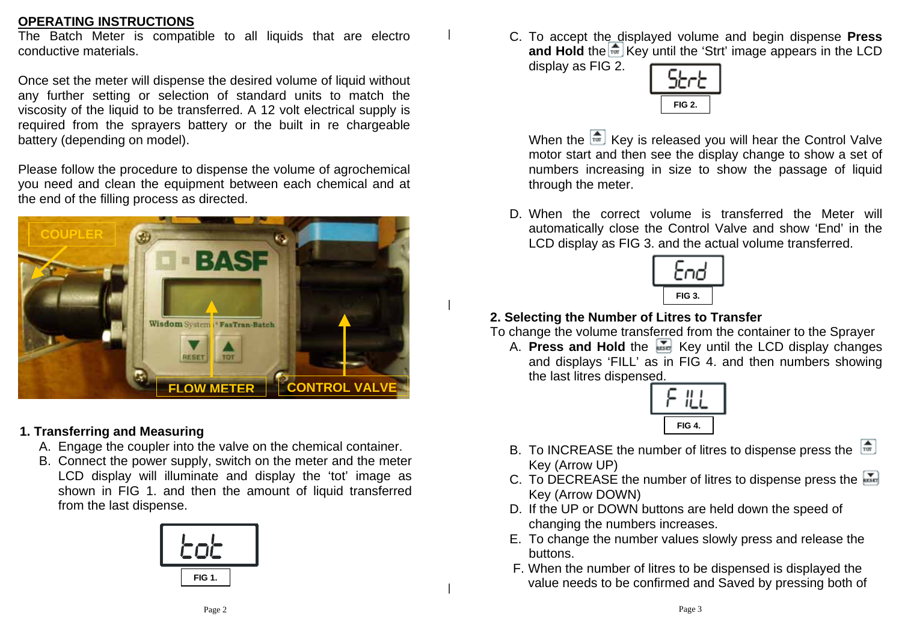**OPERATING INSTRUCTIONS**

The Batch Meter is compatible to all liquids that are electro conductive materials.

Once set the meter will dispense the desired volume of liquid without any further setting or selection of standard units to match the viscosity of the liquid to be transferred. A 12 volt electrical supply is required from the sprayers battery or the built in re chargeable battery (depending on model).

Please follow the procedure to dispense the volume of agrochemical you need and clean the equipment between each chemical and at the end of the filling process as directed.

COUPLER

FLOW METER

CONTROL VALVE

### 1. Transferring and Measuring

A. Engage the coupler into the valve on the chemical container.

B. Connect the power supply, switch on the meter and the meter LCD display will illuminate and display the 'tot' image as shown in FIG 1. and then the amount of liquid transferred from the last dispense.

tot

FIG 1.

C. To accept the displayed volume and begin dispense **Press and Hold** the TOT Key until the 'Strt' image appears in the LCD display as FIG 2.

Strt

FIG 2.

When the TOT Key is released you will hear the Control Valve motor start and then see the display change to show a set of numbers increasing in size to show the passage of liquid through the meter.

D. When the correct volume is transferred the Meter will automatically close the Control Valve and show 'End' in the LCD display as FIG 3. and the actual volume transferred.

End

FIG 3.

### 2. Selecting the Number of Litres to Transfer

To change the volume transferred from the container to the Sprayer

A. **Press and Hold** the RESET Key until the LCD display changes and displays 'FILL' as in FIG 4. and then numbers showing the last litres dispensed.

FILL

FIG 4.

B. To INCREASE the number of litres to dispense press the TOT Key (Arrow UP)

C. To DECREASE the number of litres to dispense press the RESET Key (Arrow DOWN)

D. If the UP or DOWN buttons are held down the speed of changing the numbers increases.

E. To change the number values slowly press and release the buttons.

F. When the number of litres to be dispensed is displayed the value needs to be confirmed and Saved by pressing both of